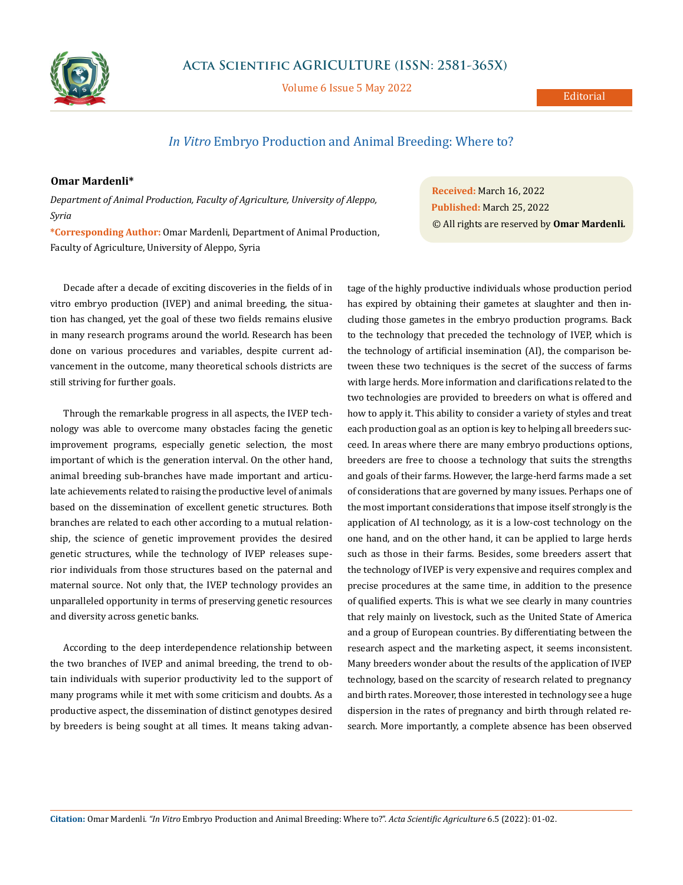Editorial

# *In Vitro* Embryo Production and Animal Breeding: Where to?

**Omar Mardenli***

*Department of Animal Production, Faculty of Agriculture, University of Aleppo, Syria*

***Corresponding Author:** Omar Mardenli, Department of Animal Production, Faculty of Agriculture, University of Aleppo, Syria

**Received:** March 16, 2022
**Published:** March 25, 2022
© All rights are reserved by **Omar Mardenli.**

Decade after a decade of exciting discoveries in the fields of in vitro embryo production (IVEP) and animal breeding, the situation has changed, yet the goal of these two fields remains elusive in many research programs around the world. Research has been done on various procedures and variables, despite current advancement in the outcome, many theoretical schools districts are still striving for further goals.

Through the remarkable progress in all aspects, the IVEP technology was able to overcome many obstacles facing the genetic improvement programs, especially genetic selection, the most important of which is the generation interval. On the other hand, animal breeding sub-branches have made important and articulate achievements related to raising the productive level of animals based on the dissemination of excellent genetic structures. Both branches are related to each other according to a mutual relationship, the science of genetic improvement provides the desired genetic structures, while the technology of IVEP releases superior individuals from those structures based on the paternal and maternal source. Not only that, the IVEP technology provides an unparalleled opportunity in terms of preserving genetic resources and diversity across genetic banks.

According to the deep interdependence relationship between the two branches of IVEP and animal breeding, the trend to obtain individuals with superior productivity led to the support of many programs while it met with some criticism and doubts. As a productive aspect, the dissemination of distinct genotypes desired by breeders is being sought at all times. It means taking advantage of the highly productive individuals whose production period has expired by obtaining their gametes at slaughter and then including those gametes in the embryo production programs. Back to the technology that preceded the technology of IVEP, which is the technology of artificial insemination (AI), the comparison between these two techniques is the secret of the success of farms with large herds. More information and clarifications related to the two technologies are provided to breeders on what is offered and how to apply it. This ability to consider a variety of styles and treat each production goal as an option is key to helping all breeders succeed. In areas where there are many embryo productions options, breeders are free to choose a technology that suits the strengths and goals of their farms. However, the large-herd farms made a set of considerations that are governed by many issues. Perhaps one of the most important considerations that impose itself strongly is the application of AI technology, as it is a low-cost technology on the one hand, and on the other hand, it can be applied to large herds such as those in their farms. Besides, some breeders assert that the technology of IVEP is very expensive and requires complex and precise procedures at the same time, in addition to the presence of qualified experts. This is what we see clearly in many countries that rely mainly on livestock, such as the United State of America and a group of European countries. By differentiating between the research aspect and the marketing aspect, it seems inconsistent. Many breeders wonder about the results of the application of IVEP technology, based on the scarcity of research related to pregnancy and birth rates. Moreover, those interested in technology see a huge dispersion in the rates of pregnancy and birth through related research. More importantly, a complete absence has been observed

**Citation:** Omar Mardenli. *"In Vitro* Embryo Production and Animal Breeding: Where to?". *Acta Scientific Agriculture* 6.5 (2022): 01-02.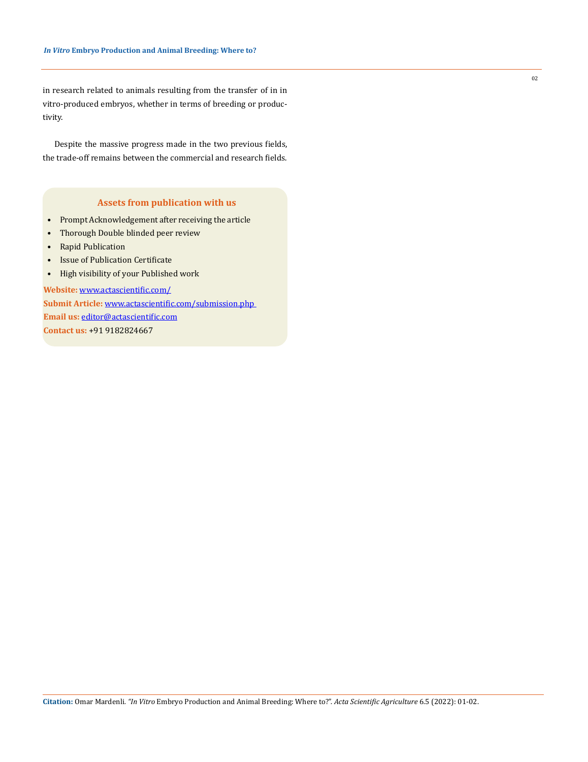in research related to animals resulting from the transfer of in in vitro-produced embryos, whether in terms of breeding or productivity.

Despite the massive progress made in the two previous fields, the trade-off remains between the commercial and research fields.

### Assets from publication with us

- Prompt Acknowledgement after receiving the article
- Thorough Double blinded peer review
- Rapid Publication
- Issue of Publication Certificate
- High visibility of your Published work

**Website:** www.actascientific.com/

**Submit Article:** www.actascientific.com/submission.php

**Email us:** editor@actascientific.com

**Contact us:** +91 9182824667

**Citation:** Omar Mardenli. *"In Vitro* Embryo Production and Animal Breeding: Where to?". *Acta Scientific Agriculture* 6.5 (2022): 01-02.